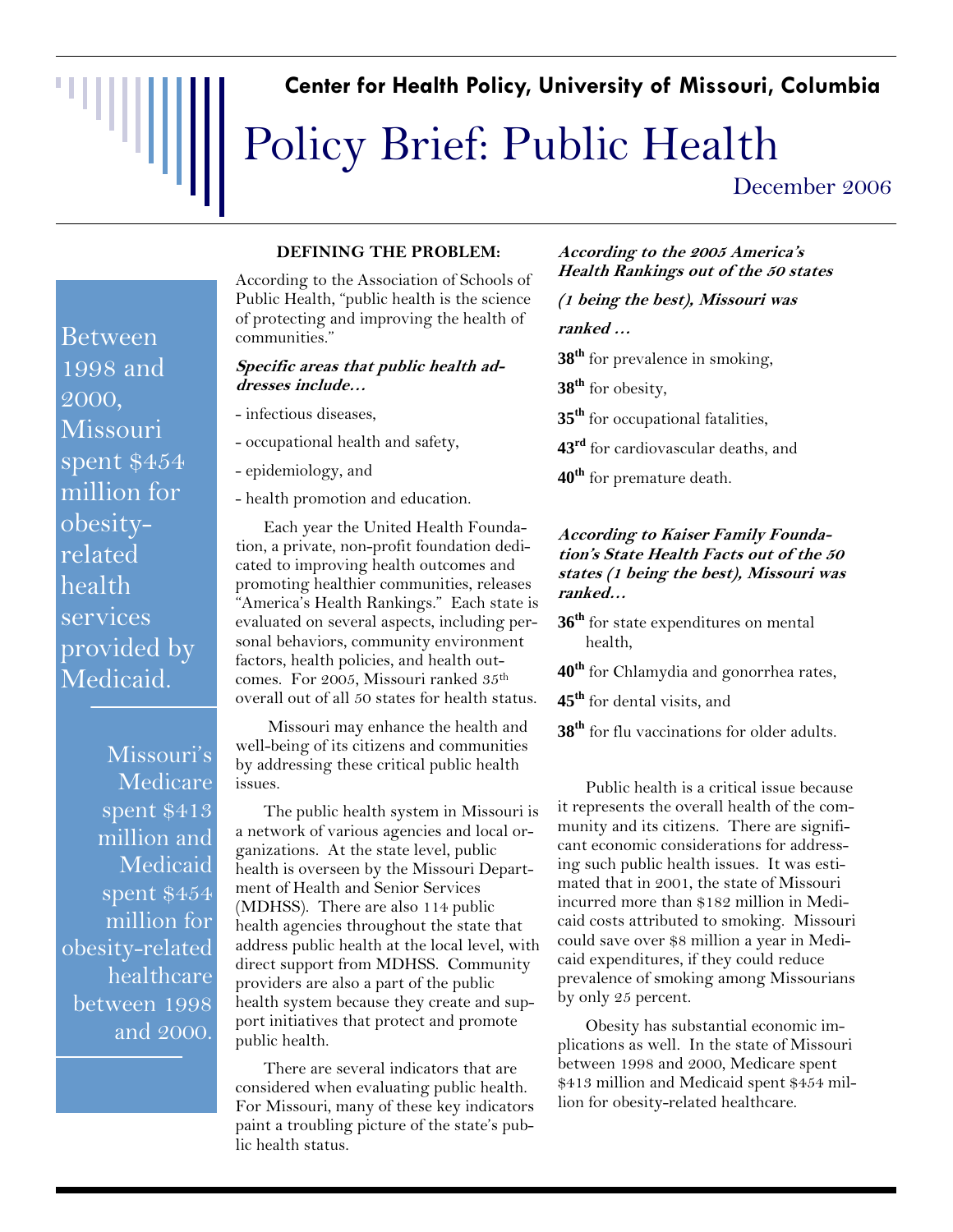**Center for Health Policy, University of Missouri, Columbia**

# Policy Brief: Public Health

December 2006

> Between 1998 and 2000, Missouri spent $454 million for obesity-related health services provided by Medicaid.

> Missouri's Medicare spent $413 million and Medicaid spent $454 million for obesity-related healthcare between 1998 and 2000.

## DEFINING THE PROBLEM:

According to the Association of Schools of Public Health, "public health is the science of protecting and improving the health of communities."

***Specific areas that public health addresses include…***

- infectious diseases,
- occupational health and safety,
- epidemiology, and
- health promotion and education.

Each year the United Health Foundation, a private, non-profit foundation dedicated to improving health outcomes and promoting healthier communities, releases "America's Health Rankings." Each state is evaluated on several aspects, including personal behaviors, community environment factors, health policies, and health outcomes. For 2005, Missouri ranked 35th overall out of all 50 states for health status.

Missouri may enhance the health and well-being of its citizens and communities by addressing these critical public health issues.

The public health system in Missouri is a network of various agencies and local organizations. At the state level, public health is overseen by the Missouri Department of Health and Senior Services (MDHSS). There are also 114 public health agencies throughout the state that address public health at the local level, with direct support from MDHSS. Community providers are also a part of the public health system because they create and support initiatives that protect and promote public health.

There are several indicators that are considered when evaluating public health. For Missouri, many of these key indicators paint a troubling picture of the state's public health status.

***According to the 2005 America's Health Rankings out of the 50 states (1 being the best), Missouri was ranked …***

**38th** for prevalence in smoking,

**38th** for obesity,

**35th** for occupational fatalities,

**43rd** for cardiovascular deaths, and

**40th** for premature death.

***According to Kaiser Family Foundation's State Health Facts out of the 50 states (1 being the best), Missouri was ranked…***

**36th** for state expenditures on mental health,

**40th** for Chlamydia and gonorrhea rates,

**45th** for dental visits, and

**38th** for flu vaccinations for older adults.

Public health is a critical issue because it represents the overall health of the community and its citizens. There are significant economic considerations for addressing such public health issues. It was estimated that in 2001, the state of Missouri incurred more than $182 million in Medicaid costs attributed to smoking. Missouri could save over $8 million a year in Medicaid expenditures, if they could reduce prevalence of smoking among Missourians by only 25 percent.

Obesity has substantial economic implications as well. In the state of Missouri between 1998 and 2000, Medicare spent $413 million and Medicaid spent $454 million for obesity-related healthcare.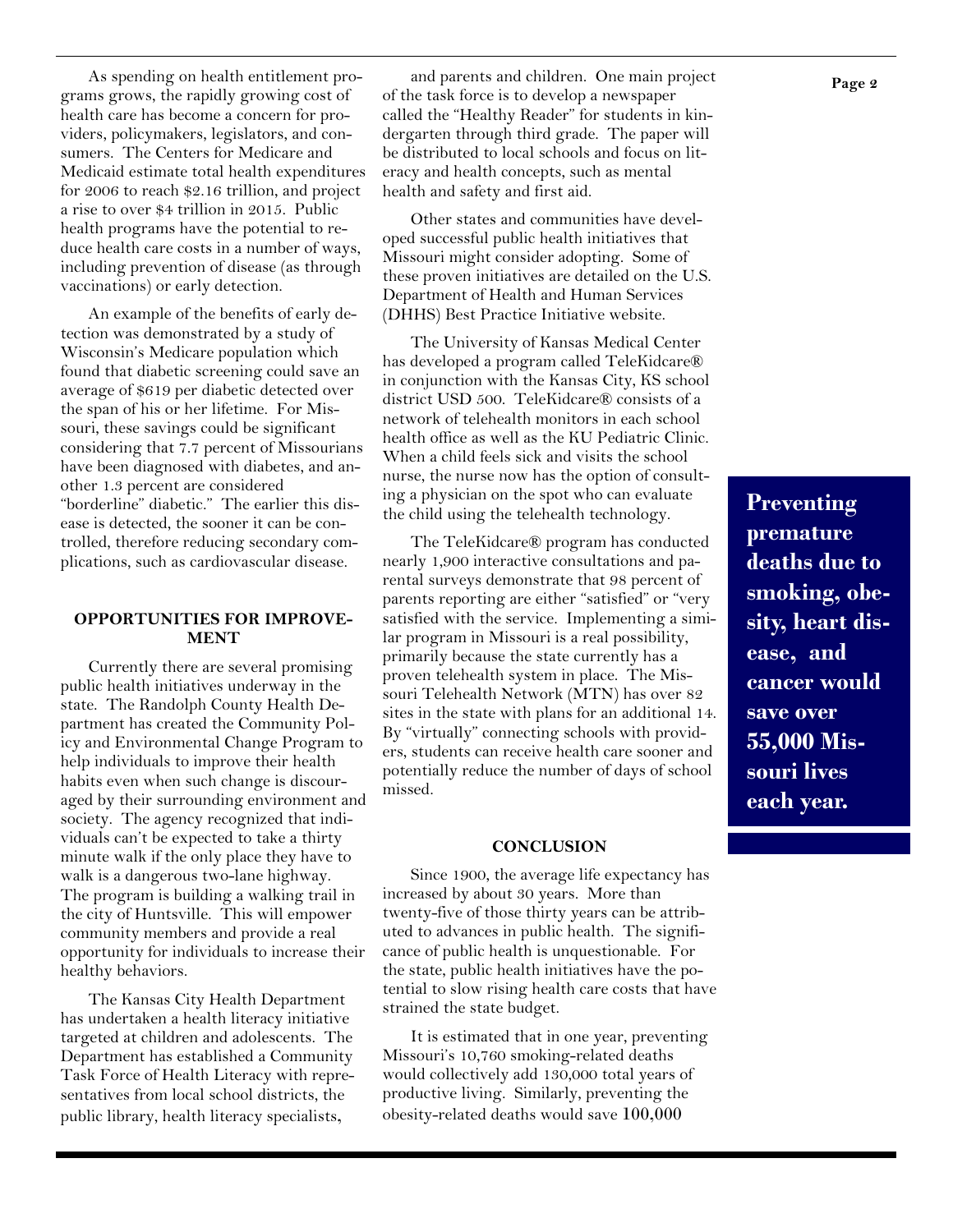As spending on health entitlement programs grows, the rapidly growing cost of health care has become a concern for providers, policymakers, legislators, and consumers. The Centers for Medicare and Medicaid estimate total health expenditures for 2006 to reach $2.16 trillion, and project a rise to over $4 trillion in 2015. Public health programs have the potential to reduce health care costs in a number of ways, including prevention of disease (as through vaccinations) or early detection.

An example of the benefits of early detection was demonstrated by a study of Wisconsin's Medicare population which found that diabetic screening could save an average of $619 per diabetic detected over the span of his or her lifetime. For Missouri, these savings could be significant considering that 7.7 percent of Missourians have been diagnosed with diabetes, and another 1.3 percent are considered "borderline" diabetic." The earlier this disease is detected, the sooner it can be controlled, therefore reducing secondary complications, such as cardiovascular disease.

## OPPORTUNITIES FOR IMPROVEMENT

Currently there are several promising public health initiatives underway in the state. The Randolph County Health Department has created the Community Policy and Environmental Change Program to help individuals to improve their health habits even when such change is discouraged by their surrounding environment and society. The agency recognized that individuals can't be expected to take a thirty minute walk if the only place they have to walk is a dangerous two-lane highway. The program is building a walking trail in the city of Huntsville. This will empower community members and provide a real opportunity for individuals to increase their healthy behaviors.

The Kansas City Health Department has undertaken a health literacy initiative targeted at children and adolescents. The Department has established a Community Task Force of Health Literacy with representatives from local school districts, the public library, health literacy specialists, and parents and children. One main project of the task force is to develop a newspaper called the "Healthy Reader" for students in kindergarten through third grade. The paper will be distributed to local schools and focus on literacy and health concepts, such as mental health and safety and first aid.

Other states and communities have developed successful public health initiatives that Missouri might consider adopting. Some of these proven initiatives are detailed on the U.S. Department of Health and Human Services (DHHS) Best Practice Initiative website.

The University of Kansas Medical Center has developed a program called TeleKidcare® in conjunction with the Kansas City, KS school district USD 500. TeleKidcare® consists of a network of telehealth monitors in each school health office as well as the KU Pediatric Clinic. When a child feels sick and visits the school nurse, the nurse now has the option of consulting a physician on the spot who can evaluate the child using the telehealth technology.

The TeleKidcare® program has conducted nearly 1,900 interactive consultations and parental surveys demonstrate that 98 percent of parents reporting are either "satisfied" or "very satisfied with the service. Implementing a similar program in Missouri is a real possibility, primarily because the state currently has a proven telehealth system in place. The Missouri Telehealth Network (MTN) has over 82 sites in the state with plans for an additional 14. By "virtually" connecting schools with providers, students can receive health care sooner and potentially reduce the number of days of school missed.

**Preventing premature deaths due to smoking, obesity, heart disease, and cancer would save over 55,000 Missouri lives each year.**

## CONCLUSION

Since 1900, the average life expectancy has increased by about 30 years. More than twenty-five of those thirty years can be attributed to advances in public health. The significance of public health is unquestionable. For the state, public health initiatives have the potential to slow rising health care costs that have strained the state budget.

It is estimated that in one year, preventing Missouri's 10,760 smoking-related deaths would collectively add 130,000 total years of productive living. Similarly, preventing the obesity-related deaths would save 100,000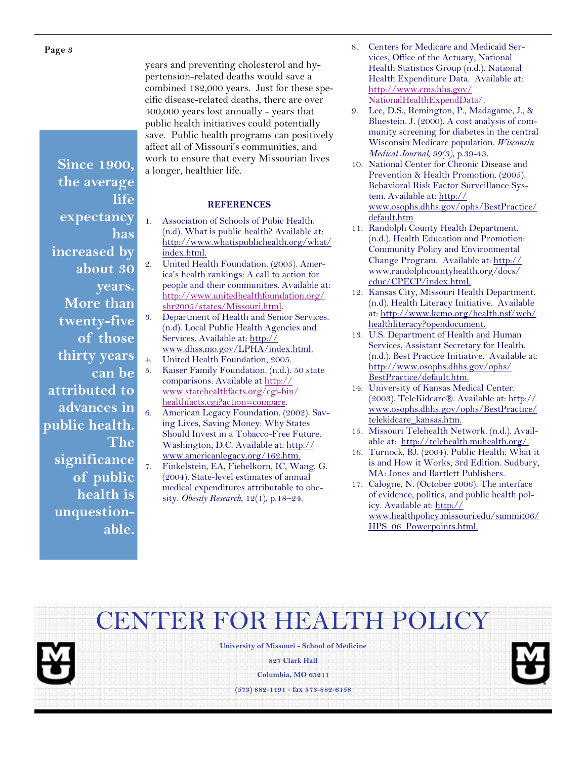years and preventing cholesterol and hypertension-related deaths would save a combined 182,000 years. Just for these specific disease-related deaths, there are over 400,000 years lost annually - years that public health initiatives could potentially save. Public health programs can positively affect all of Missouri's communities, and work to ensure that every Missourian lives a longer, healthier life.

**Since 1900, the average life expectancy has increased by about 30 years. More than twenty-five of those thirty years can be attributed to advances in public health. The significance of public health is unquestionable.**

### REFERENCES

1. Association of Schools of Pubic Health. (n.d). What is public health? Available at: http://www.whatispublichealth.org/what/index.html.
2. United Health Foundation. (2005). America's health rankings: A call to action for people and their communities. Available at: http://www.unitedhealthfoundation.org/shr2005/states/Missouri.html.
3. Department of Health and Senior Services. (n.d). Local Public Health Agencies and Services. Available at: http://www.dhss.mo.gov/LPHA/index.html.
4. United Health Foundation, 2005.
5. Kaiser Family Foundation. (n.d.). 50 state comparisons. Available at http://www.statehealthfacts.org/cgi-bin/healthfacts.cgi?action=compare.
6. American Legacy Foundation. (2002). Saving Lives, Saving Money: Why States Should Invest in a Tobacco-Free Future. Washington, D.C. Available at: http://www.americanlegacy.org/162.htm.
7. Finkelstein, EA, Fiebelkorn, IC, Wang, G. (2004). State-level estimates of annual medical expenditures attributable to obesity. *Obesity Research*, 12(1), p.18–24.
8. Centers for Medicare and Medicaid Services, Office of the Actuary, National Health Statistics Group (n.d.). National Health Expenditure Data. Available at: http://www.cms.hhs.gov/NationalHealthExpendData/.
9. Lee, D.S., Remington, P., Madagame, J., & Bluestein. J. (2000). A cost analysis of community screening for diabetes in the central Wisconsin Medicare population. *Wisconsin Medical Journal, 99(3)*, p.39-43.
10. National Center for Chronic Disease and Prevention & Health Promotion. (2005). Behavioral Risk Factor Surveillance System. Available at: http://www.osophs.dhhs.gov/ophs/BestPractice/default.htm
11. Randolph County Health Department. (n.d.). Health Education and Promotion: Community Policy and Environmental Change Program. Available at: http://www.randolphcountyhealth.org/docs/educ/CPECP/index.html.
12. Kansas City, Missouri Health Department. (n.d). Health Literacy Initiative. Available at: http://www.kcmo.org/health.nsf/web/healthliteracy?opendocument.
13. U.S. Department of Health and Human Services, Assistant Secretary for Health. (n.d.). Best Practice Initiative. Available at: http://www.osophs.dhhs.gov/ophs/BestPractice/default.htm.
14. University of Kansas Medical Center. (2003). TeleKidcare®. Available at: http://www.osophs.dhhs.gov/ophs/BestPractice/telekidcare_kansas.htm.
15. Missouri Telehealth Network. (n.d.). Available at: http://telehealth.muhealth.org/.
16. Turnock, BJ. (2004). Public Health: What it is and How it Works, 3rd Edition. Sudbury, MA: Jones and Bartlett Publishers.
17. Calogne, N. (October 2006). The interface of evidence, politics, and public health policy. Available at: http://www.healthpolicy.missouri.edu/summit06/HPS_06_Powerpoints.html.

# CENTER FOR HEALTH POLICY

**University of Missouri - School of Medicine**

**827 Clark Hall**

**Columbia, MO 65211**

**(573) 882-1491 - fax 573-882-6158**